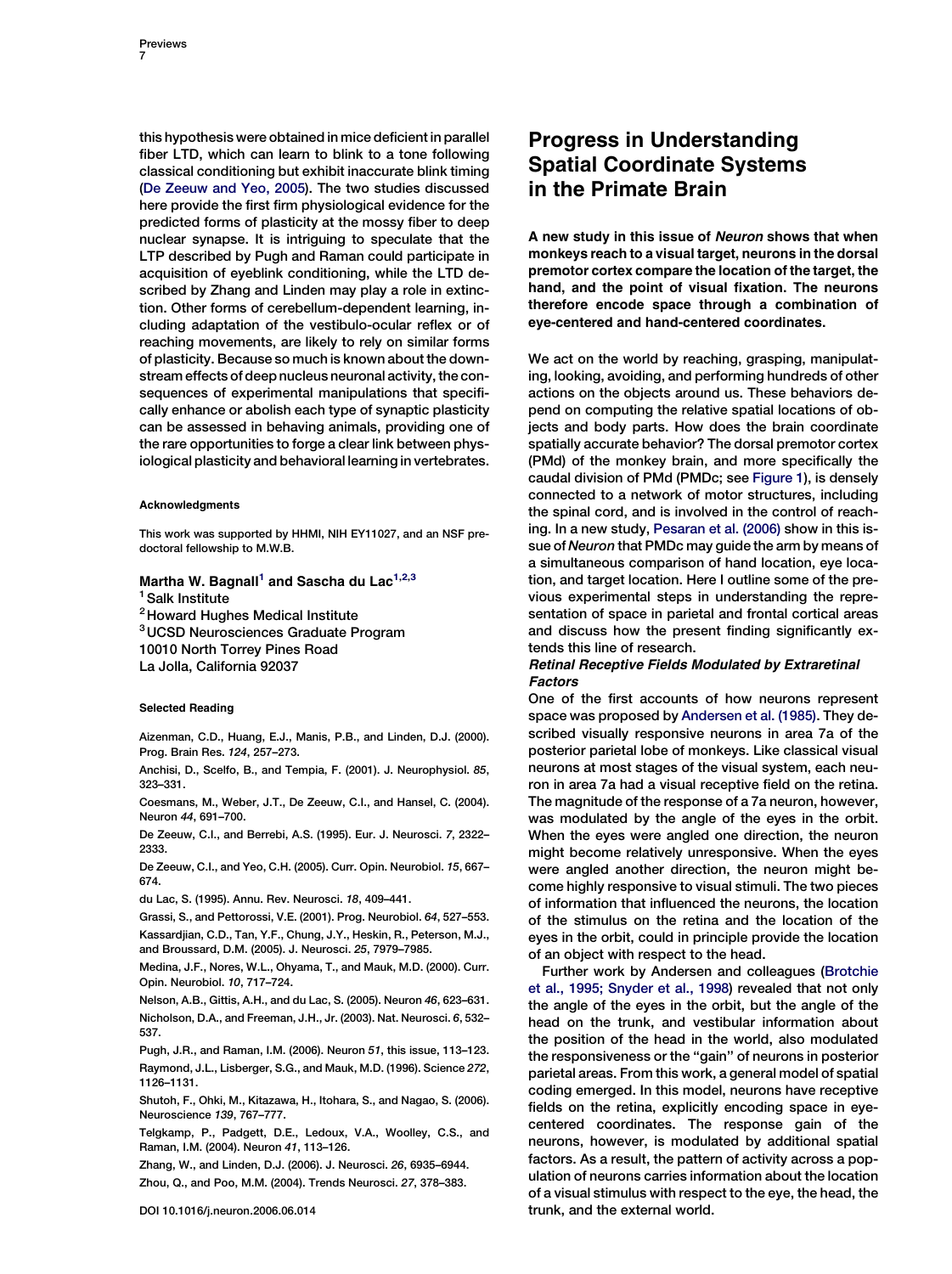this hypothesis were obtained in mice deficient in parallel fiber LTD, which can learn to blink to a tone following classical conditioning but exhibit inaccurate blink timing (De Zeeuw and Yeo, 2005). The two studies discussed here provide the first firm physiological evidence for the predicted forms of plasticity at the mossy fiber to deep nuclear synapse. It is intriguing to speculate that the LTP described by Pugh and Raman could participate in acquisition of eyeblink conditioning, while the LTD described by Zhang and Linden may play a role in extinction. Other forms of cerebellum-dependent learning, including adaptation of the vestibulo-ocular reflex or of reaching movements, are likely to rely on similar forms of plasticity. Because so much is known about the downstream effects of deep nucleus neuronal activity, the consequences of experimental manipulations that specifically enhance or abolish each type of synaptic plasticity can be assessed in behaving animals, providing one of the rare opportunities to forge a clear link between physiological plasticity and behavioral learning in vertebrates.

#### Acknowledgments

This work was supported by HHMI, NIH EY11027, and an NSF predoctoral fellowship to M.W.B.

**Martha W. Bagnall[1] and Sascha du Lac[1,2,3]**
[1] Salk Institute
[2] Howard Hughes Medical Institute
[3] UCSD Neurosciences Graduate Program
10010 North Torrey Pines Road
La Jolla, California 92037

#### Selected Reading

Aizenman, C.D., Huang, E.J., Manis, P.B., and Linden, D.J. (2000). Prog. Brain Res. *124*, 257–273.

Anchisi, D., Scelfo, B., and Tempia, F. (2001). J. Neurophysiol. *85*, 323–331.

Coesmans, M., Weber, J.T., De Zeeuw, C.I., and Hansel, C. (2004). Neuron *44*, 691–700.

De Zeeuw, C.I., and Berrebi, A.S. (1995). Eur. J. Neurosci. *7*, 2322–2333.

De Zeeuw, C.I., and Yeo, C.H. (2005). Curr. Opin. Neurobiol. *15*, 667–674.

du Lac, S. (1995). Annu. Rev. Neurosci. *18*, 409–441.

Grassi, S., and Pettorossi, V.E. (2001). Prog. Neurobiol. *64*, 527–553.

Kassardjian, C.D., Tan, Y.F., Chung, J.Y., Heskin, R., Peterson, M.J., and Broussard, D.M. (2005). J. Neurosci. *25*, 7979–7985.

Medina, J.F., Nores, W.L., Ohyama, T., and Mauk, M.D. (2000). Curr. Opin. Neurobiol. *10*, 717–724.

Nelson, A.B., Gittis, A.H., and du Lac, S. (2005). Neuron *46*, 623–631.

Nicholson, D.A., and Freeman, J.H., Jr. (2003). Nat. Neurosci. *6*, 532–537.

Pugh, J.R., and Raman, I.M. (2006). Neuron *51*, this issue, 113–123.

Raymond, J.L., Lisberger, S.G., and Mauk, M.D. (1996). Science *272*, 1126–1131.

Shutoh, F., Ohki, M., Kitazawa, H., Itohara, S., and Nagao, S. (2006). Neuroscience *139*, 767–777.

Telgkamp, P., Padgett, D.E., Ledoux, V.A., Woolley, C.S., and Raman, I.M. (2004). Neuron *41*, 113–126.

Zhang, W., and Linden, D.J. (2006). J. Neurosci. *26*, 6935–6944.

Zhou, Q., and Poo, M.M. (2004). Trends Neurosci. *27*, 378–383.

DOI 10.1016/j.neuron.2006.06.014

# Progress in Understanding Spatial Coordinate Systems in the Primate Brain

**A new study in this issue of *Neuron* shows that when monkeys reach to a visual target, neurons in the dorsal premotor cortex compare the location of the target, the hand, and the point of visual fixation. The neurons therefore encode space through a combination of eye-centered and hand-centered coordinates.**

We act on the world by reaching, grasping, manipulating, looking, avoiding, and performing hundreds of other actions on the objects around us. These behaviors depend on computing the relative spatial locations of objects and body parts. How does the brain coordinate spatially accurate behavior? The dorsal premotor cortex (PMd) of the monkey brain, and more specifically the caudal division of PMd (PMDc; see Figure 1), is densely connected to a network of motor structures, including the spinal cord, and is involved in the control of reaching. In a new study, Pesaran et al. (2006) show in this issue of *Neuron* that PMDc may guide the arm by means of a simultaneous comparison of hand location, eye location, and target location. Here I outline some of the previous experimental steps in understanding the representation of space in parietal and frontal cortical areas and discuss how the present finding significantly extends this line of research.

### *Retinal Receptive Fields Modulated by Extraretinal Factors*

One of the first accounts of how neurons represent space was proposed by Andersen et al. (1985). They described visually responsive neurons in area 7a of the posterior parietal lobe of monkeys. Like classical visual neurons at most stages of the visual system, each neuron in area 7a had a visual receptive field on the retina. The magnitude of the response of a 7a neuron, however, was modulated by the angle of the eyes in the orbit. When the eyes were angled one direction, the neuron might become relatively unresponsive. When the eyes were angled another direction, the neuron might become highly responsive to visual stimuli. The two pieces of information that influenced the neurons, the location of the stimulus on the retina and the location of the eyes in the orbit, could in principle provide the location of an object with respect to the head.

Further work by Andersen and colleagues (Brotchie et al., 1995; Snyder et al., 1998) revealed that not only the angle of the eyes in the orbit, but the angle of the head on the trunk, and vestibular information about the position of the head in the world, also modulated the responsiveness or the "gain" of neurons in posterior parietal areas. From this work, a general model of spatial coding emerged. In this model, neurons have receptive fields on the retina, explicitly encoding space in eye-centered coordinates. The response gain of the neurons, however, is modulated by additional spatial factors. As a result, the pattern of activity across a population of neurons carries information about the location of a visual stimulus with respect to the eye, the head, the trunk, and the external world.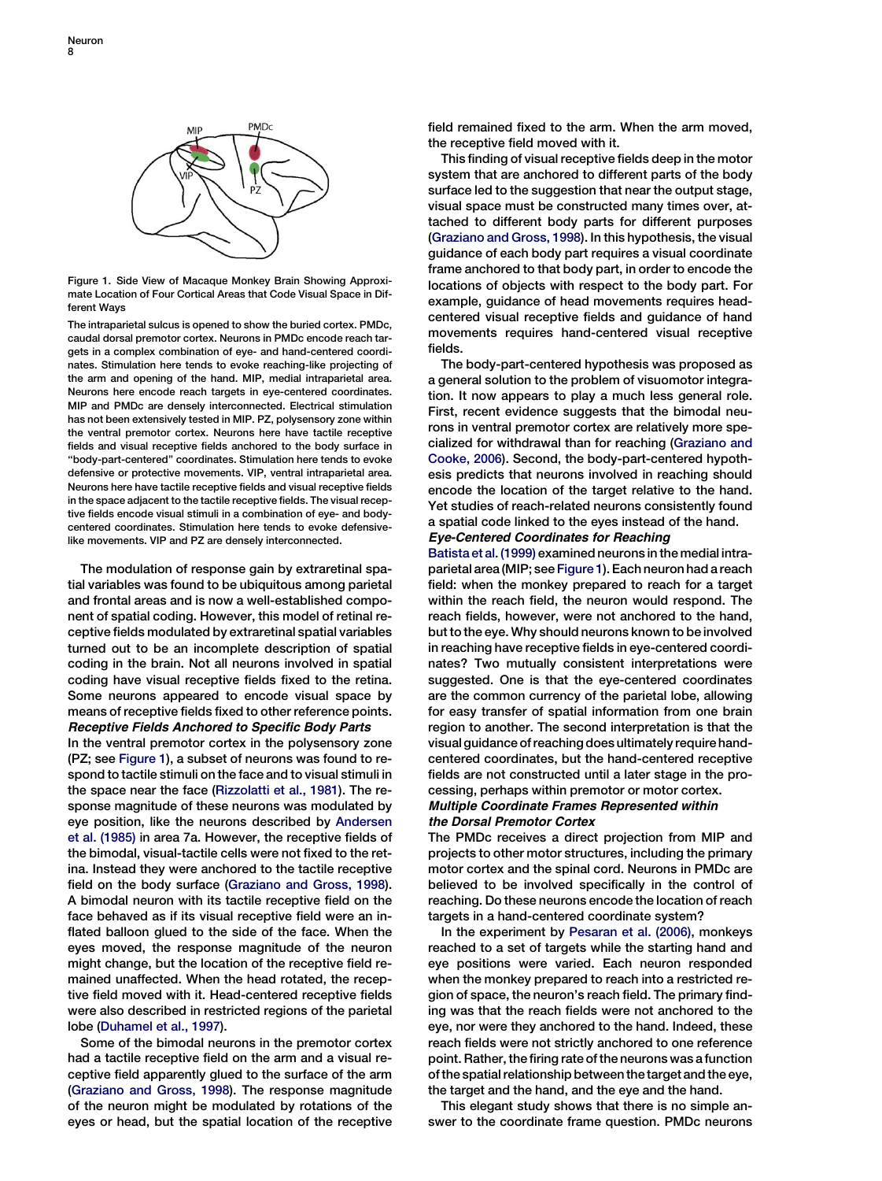MIP

PMDc

VIP

PZ

Figure 1. Side View of Macaque Monkey Brain Showing Approximate Location of Four Cortical Areas that Code Visual Space in Different Ways

The intraparietal sulcus is opened to show the buried cortex. PMDc, caudal dorsal premotor cortex. Neurons in PMDc encode reach targets in a complex combination of eye- and hand-centered coordinates. Stimulation here tends to evoke reaching-like projecting of the arm and opening of the hand. MIP, medial intraparietal area. Neurons here encode reach targets in eye-centered coordinates. MIP and PMDc are densely interconnected. Electrical stimulation has not been extensively tested in MIP. PZ, polysensory zone within the ventral premotor cortex. Neurons here have tactile receptive fields and visual receptive fields anchored to the body surface in "body-part-centered" coordinates. Stimulation here tends to evoke defensive or protective movements. VIP, ventral intraparietal area. Neurons here have tactile receptive fields and visual receptive fields in the space adjacent to the tactile receptive fields. The visual receptive fields encode visual stimuli in a combination of eye- and body-centered coordinates. Stimulation here tends to evoke defensive-like movements. VIP and PZ are densely interconnected.

The modulation of response gain by extraretinal spatial variables was found to be ubiquitous among parietal and frontal areas and is now a well-established component of spatial coding. However, this model of retinal receptive fields modulated by extraretinal spatial variables turned out to be an incomplete description of spatial coding in the brain. Not all neurons involved in spatial coding have visual receptive fields fixed to the retina. Some neurons appeared to encode visual space by means of receptive fields fixed to other reference points.

***Receptive Fields Anchored to Specific Body Parts***

In the ventral premotor cortex in the polysensory zone (PZ; see Figure 1), a subset of neurons was found to respond to tactile stimuli on the face and to visual stimuli in the space near the face (Rizzolatti et al., 1981). The response magnitude of these neurons was modulated by eye position, like the neurons described by Andersen et al. (1985) in area 7a. However, the receptive fields of the bimodal, visual-tactile cells were not fixed to the retina. Instead they were anchored to the tactile receptive field on the body surface (Graziano and Gross, 1998). A bimodal neuron with its tactile receptive field on the face behaved as if its visual receptive field were an inflated balloon glued to the side of the face. When the eyes moved, the response magnitude of the neuron might change, but the location of the receptive field remained unaffected. When the head rotated, the receptive field moved with it. Head-centered receptive fields were also described in restricted regions of the parietal lobe (Duhamel et al., 1997).

Some of the bimodal neurons in the premotor cortex had a tactile receptive field on the arm and a visual receptive field apparently glued to the surface of the arm (Graziano and Gross, 1998). The response magnitude of the neuron might be modulated by rotations of the eyes or head, but the spatial location of the receptive field remained fixed to the arm. When the arm moved, the receptive field moved with it.

This finding of visual receptive fields deep in the motor system that are anchored to different parts of the body surface led to the suggestion that near the output stage, visual space must be constructed many times over, attached to different body parts for different purposes (Graziano and Gross, 1998). In this hypothesis, the visual guidance of each body part requires a visual coordinate frame anchored to that body part, in order to encode the locations of objects with respect to the body part. For example, guidance of head movements requires head-centered visual receptive fields and guidance of hand movements requires hand-centered visual receptive fields.

The body-part-centered hypothesis was proposed as a general solution to the problem of visuomotor integration. It now appears to play a much less general role. First, recent evidence suggests that the bimodal neurons in ventral premotor cortex are relatively more specialized for withdrawal than for reaching (Graziano and Cooke, 2006). Second, the body-part-centered hypothesis predicts that neurons involved in reaching should encode the location of the target relative to the hand. Yet studies of reach-related neurons consistently found a spatial code linked to the eyes instead of the hand.

***Eye-Centered Coordinates for Reaching***

Batista et al. (1999) examined neurons in the medial intraparietal area (MIP; see Figure 1). Each neuron had a reach field: when the monkey prepared to reach for a target within the reach field, the neuron would respond. The reach fields, however, were not anchored to the hand, but to the eye. Why should neurons known to be involved in reaching have receptive fields in eye-centered coordinates? Two mutually consistent interpretations were suggested. One is that the eye-centered coordinates are the common currency of the parietal lobe, allowing for easy transfer of spatial information from one brain region to another. The second interpretation is that the visual guidance of reaching does ultimately require hand-centered coordinates, but the hand-centered receptive fields are not constructed until a later stage in the processing, perhaps within premotor or motor cortex.

***Multiple Coordinate Frames Represented within the Dorsal Premotor Cortex***

The PMDc receives a direct projection from MIP and projects to other motor structures, including the primary motor cortex and the spinal cord. Neurons in PMDc are believed to be involved specifically in the control of reaching. Do these neurons encode the location of reach targets in a hand-centered coordinate system?

In the experiment by Pesaran et al. (2006), monkeys reached to a set of targets while the starting hand and eye positions were varied. Each neuron responded when the monkey prepared to reach into a restricted region of space, the neuron's reach field. The primary finding was that the reach fields were not anchored to the eye, nor were they anchored to the hand. Indeed, these reach fields were not strictly anchored to one reference point. Rather, the firing rate of the neurons was a function of the spatial relationship between the target and the eye, the target and the hand, and the eye and the hand.

This elegant study shows that there is no simple answer to the coordinate frame question. PMDc neurons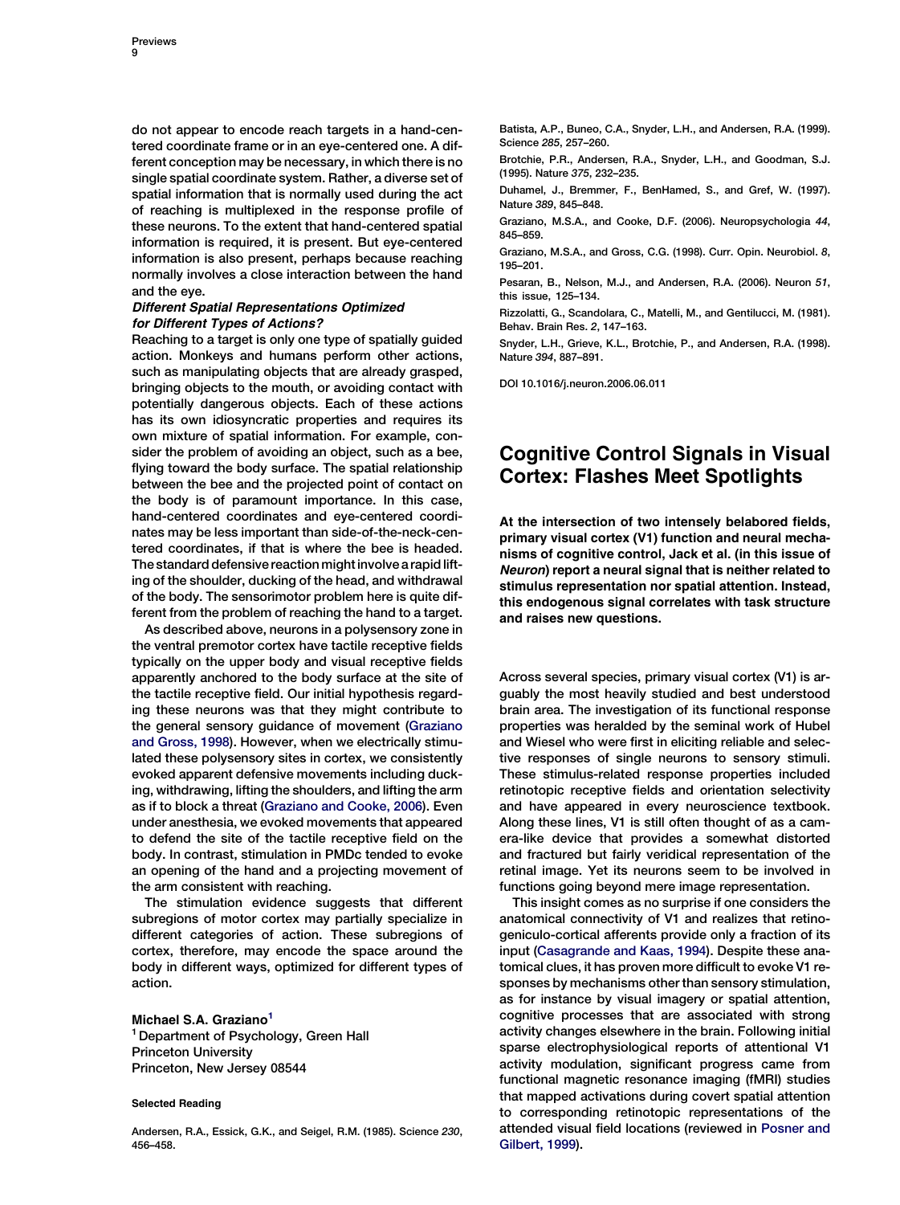do not appear to encode reach targets in a hand-centered coordinate frame or in an eye-centered one. A different conception may be necessary, in which there is no single spatial coordinate system. Rather, a diverse set of spatial information that is normally used during the act of reaching is multiplexed in the response profile of these neurons. To the extent that hand-centered spatial information is required, it is present. But eye-centered information is also present, perhaps because reaching normally involves a close interaction between the hand and the eye.

***Different Spatial Representations Optimized for Different Types of Actions?***

Reaching to a target is only one type of spatially guided action. Monkeys and humans perform other actions, such as manipulating objects that are already grasped, bringing objects to the mouth, or avoiding contact with potentially dangerous objects. Each of these actions has its own idiosyncratic properties and requires its own mixture of spatial information. For example, consider the problem of avoiding an object, such as a bee, flying toward the body surface. The spatial relationship between the bee and the projected point of contact on the body is of paramount importance. In this case, hand-centered coordinates and eye-centered coordinates may be less important than side-of-the-neck-centered coordinates, if that is where the bee is headed. The standard defensive reaction might involve a rapid lifting of the shoulder, ducking of the head, and withdrawal of the body. The sensorimotor problem here is quite different from the problem of reaching the hand to a target.

As described above, neurons in a polysensory zone in the ventral premotor cortex have tactile receptive fields typically on the upper body and visual receptive fields apparently anchored to the body surface at the site of the tactile receptive field. Our initial hypothesis regarding these neurons was that they might contribute to the general sensory guidance of movement (Graziano and Gross, 1998). However, when we electrically stimulated these polysensory sites in cortex, we consistently evoked apparent defensive movements including ducking, withdrawing, lifting the shoulders, and lifting the arm as if to block a threat (Graziano and Cooke, 2006). Even under anesthesia, we evoked movements that appeared to defend the site of the tactile receptive field on the body. In contrast, stimulation in PMDc tended to evoke an opening of the hand and a projecting movement of the arm consistent with reaching.

The stimulation evidence suggests that different subregions of motor cortex may partially specialize in different categories of action. These subregions of cortex, therefore, may encode the space around the body in different ways, optimized for different types of action.

**Michael S.A. Graziano**[1]

[1] Department of Psychology, Green Hall
Princeton University
Princeton, New Jersey 08544

#### Selected Reading

Andersen, R.A., Essick, G.K., and Seigel, R.M. (1985). Science *230*, 456–458.

Batista, A.P., Buneo, C.A., Snyder, L.H., and Andersen, R.A. (1999). Science *285*, 257–260.

Brotchie, P.R., Andersen, R.A., Snyder, L.H., and Goodman, S.J. (1995). Nature *375*, 232–235.

Duhamel, J., Bremmer, F., BenHamed, S., and Gref, W. (1997). Nature *389*, 845–848.

Graziano, M.S.A., and Cooke, D.F. (2006). Neuropsychologia *44*, 845–859.

Graziano, M.S.A., and Gross, C.G. (1998). Curr. Opin. Neurobiol. *8*, 195–201.

Pesaran, B., Nelson, M.J., and Andersen, R.A. (2006). Neuron *51*, this issue, 125–134.

Rizzolatti, G., Scandolara, C., Matelli, M., and Gentilucci, M. (1981). Behav. Brain Res. *2*, 147–163.

Snyder, L.H., Grieve, K.L., Brotchie, P., and Andersen, R.A. (1998). Nature *394*, 887–891.

DOI 10.1016/j.neuron.2006.06.011

# Cognitive Control Signals in Visual Cortex: Flashes Meet Spotlights

**At the intersection of two intensely belabored fields, primary visual cortex (V1) function and neural mechanisms of cognitive control, Jack et al. (in this issue of *Neuron*) report a neural signal that is neither related to stimulus representation nor spatial attention. Instead, this endogenous signal correlates with task structure and raises new questions.**

Across several species, primary visual cortex (V1) is arguably the most heavily studied and best understood brain area. The investigation of its functional response properties was heralded by the seminal work of Hubel and Wiesel who were first in eliciting reliable and selective responses of single neurons to sensory stimuli. These stimulus-related response properties included retinotopic receptive fields and orientation selectivity and have appeared in every neuroscience textbook. Along these lines, V1 is still often thought of as a camera-like device that provides a somewhat distorted and fractured but fairly veridical representation of the retinal image. Yet its neurons seem to be involved in functions going beyond mere image representation.

This insight comes as no surprise if one considers the anatomical connectivity of V1 and realizes that retinogeniculo-cortical afferents provide only a fraction of its input (Casagrande and Kaas, 1994). Despite these anatomical clues, it has proven more difficult to evoke V1 responses by mechanisms other than sensory stimulation, as for instance by visual imagery or spatial attention, cognitive processes that are associated with strong activity changes elsewhere in the brain. Following initial sparse electrophysiological reports of attentional V1 activity modulation, significant progress came from functional magnetic resonance imaging (fMRI) studies that mapped activations during covert spatial attention to corresponding retinotopic representations of the attended visual field locations (reviewed in Posner and Gilbert, 1999).